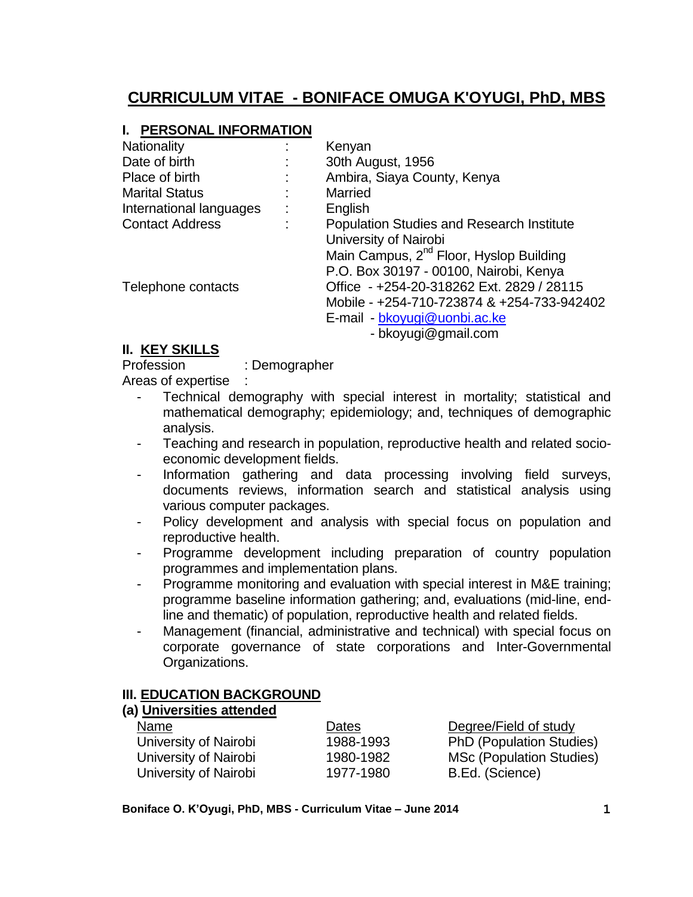# CURRICULUM VITAE - BONIFACE OMUGA K'OYUGI, PhD, MBS

## I. PERSONAL INFORMATION

| | | |
|---|---|---|
| Nationality | : | Kenyan |
| Date of birth | : | 30th August, 1956 |
| Place of birth | : | Ambira, Siaya County, Kenya |
| Marital Status | : | Married |
| International languages | : | English |
| Contact Address | : | Population Studies and Research Institute<br>University of Nairobi<br>Main Campus, 2nd Floor, Hyslop Building<br>P.O. Box 30197 - 00100, Nairobi, Kenya |
| Telephone contacts | | Office - +254-20-318262 Ext. 2829 / 28115<br>Mobile - +254-710-723874 & +254-733-942402<br>E-mail - bkoyugi@uonbi.ac.ke<br>- bkoyugi@gmail.com |

## II. KEY SKILLS

Profession : Demographer

Areas of expertise :

- Technical demography with special interest in mortality; statistical and mathematical demography; epidemiology; and, techniques of demographic analysis.
- Teaching and research in population, reproductive health and related socio-economic development fields.
- Information gathering and data processing involving field surveys, documents reviews, information search and statistical analysis using various computer packages.
- Policy development and analysis with special focus on population and reproductive health.
- Programme development including preparation of country population programmes and implementation plans.
- Programme monitoring and evaluation with special interest in M&E training; programme baseline information gathering; and, evaluations (mid-line, end-line and thematic) of population, reproductive health and related fields.
- Management (financial, administrative and technical) with special focus on corporate governance of state corporations and Inter-Governmental Organizations.

## III. EDUCATION BACKGROUND

### (a) Universities attended

| Name | Dates | Degree/Field of study |
|---|---|---|
| University of Nairobi | 1988-1993 | PhD (Population Studies) |
| University of Nairobi | 1980-1982 | MSc (Population Studies) |
| University of Nairobi | 1977-1980 | B.Ed. (Science) |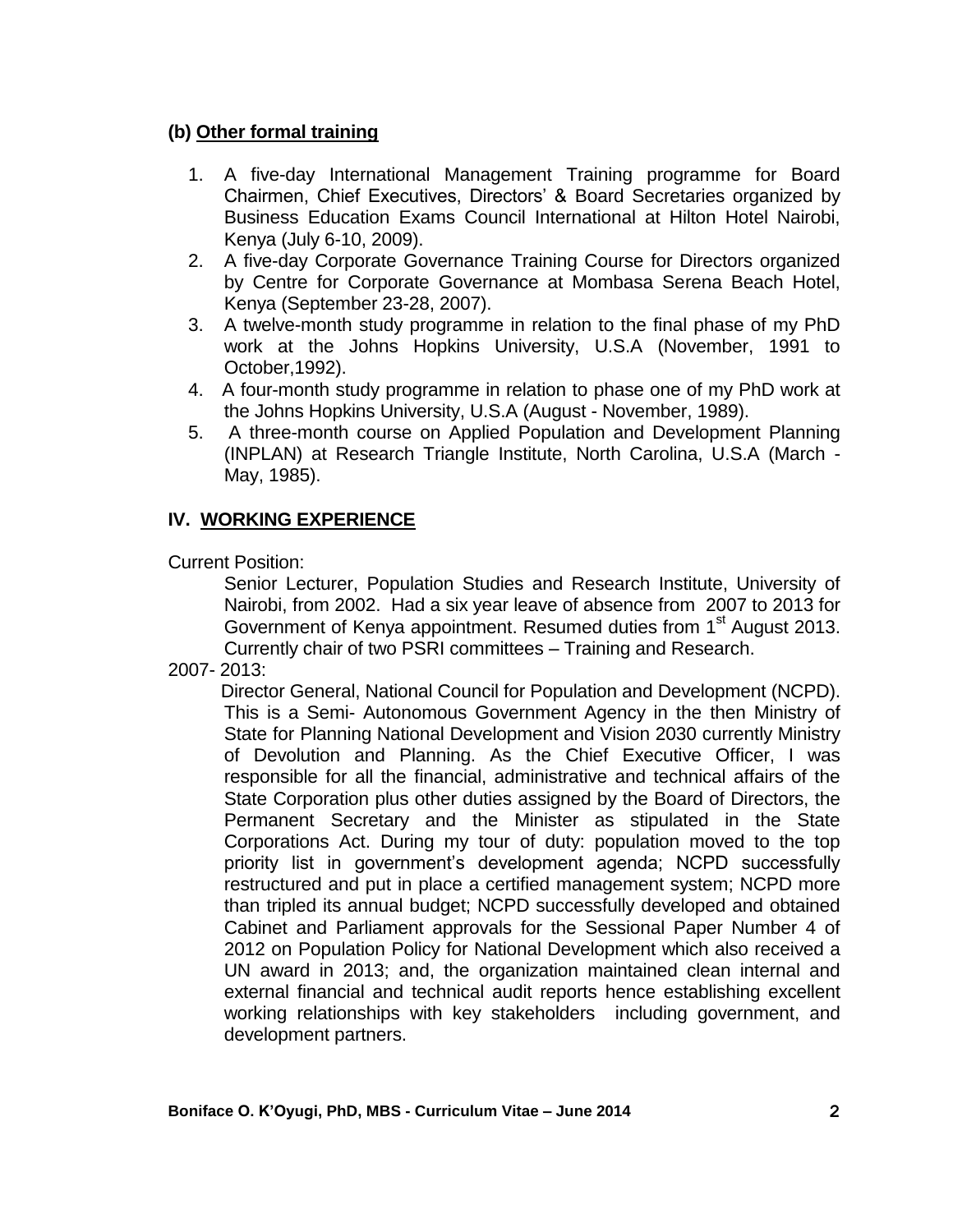### (b) Other formal training

1. A five-day International Management Training programme for Board Chairmen, Chief Executives, Directors' & Board Secretaries organized by Business Education Exams Council International at Hilton Hotel Nairobi, Kenya (July 6-10, 2009).
2. A five-day Corporate Governance Training Course for Directors organized by Centre for Corporate Governance at Mombasa Serena Beach Hotel, Kenya (September 23-28, 2007).
3. A twelve-month study programme in relation to the final phase of my PhD work at the Johns Hopkins University, U.S.A (November, 1991 to October,1992).
4. A four-month study programme in relation to phase one of my PhD work at the Johns Hopkins University, U.S.A (August - November, 1989).
5. A three-month course on Applied Population and Development Planning (INPLAN) at Research Triangle Institute, North Carolina, U.S.A (March - May, 1985).

## IV. WORKING EXPERIENCE

Current Position:

Senior Lecturer, Population Studies and Research Institute, University of Nairobi, from 2002. Had a six year leave of absence from 2007 to 2013 for Government of Kenya appointment. Resumed duties from 1st August 2013. Currently chair of two PSRI committees – Training and Research.

2007- 2013:

Director General, National Council for Population and Development (NCPD). This is a Semi- Autonomous Government Agency in the then Ministry of State for Planning National Development and Vision 2030 currently Ministry of Devolution and Planning. As the Chief Executive Officer, I was responsible for all the financial, administrative and technical affairs of the State Corporation plus other duties assigned by the Board of Directors, the Permanent Secretary and the Minister as stipulated in the State Corporations Act. During my tour of duty: population moved to the top priority list in government's development agenda; NCPD successfully restructured and put in place a certified management system; NCPD more than tripled its annual budget; NCPD successfully developed and obtained Cabinet and Parliament approvals for the Sessional Paper Number 4 of 2012 on Population Policy for National Development which also received a UN award in 2013; and, the organization maintained clean internal and external financial and technical audit reports hence establishing excellent working relationships with key stakeholders including government, and development partners.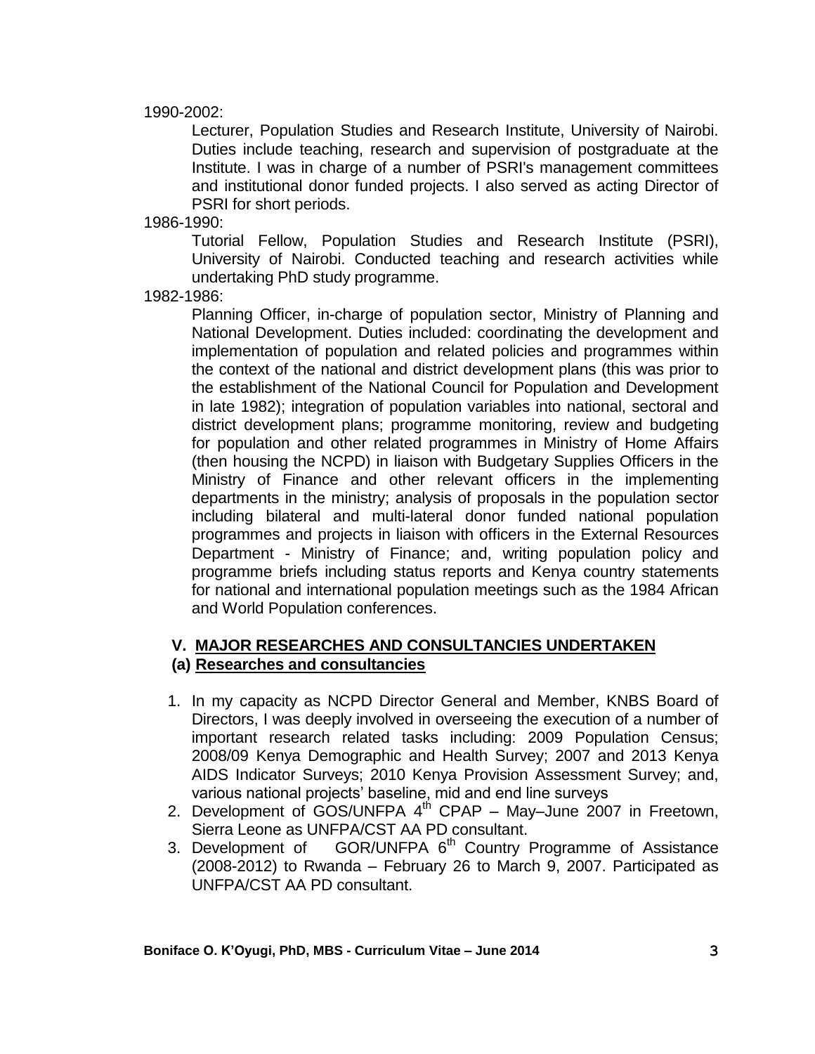1990-2002:

Lecturer, Population Studies and Research Institute, University of Nairobi. Duties include teaching, research and supervision of postgraduate at the Institute. I was in charge of a number of PSRI's management committees and institutional donor funded projects. I also served as acting Director of PSRI for short periods.

1986-1990:

Tutorial Fellow, Population Studies and Research Institute (PSRI), University of Nairobi. Conducted teaching and research activities while undertaking PhD study programme.

1982-1986:

Planning Officer, in-charge of population sector, Ministry of Planning and National Development. Duties included: coordinating the development and implementation of population and related policies and programmes within the context of the national and district development plans (this was prior to the establishment of the National Council for Population and Development in late 1982); integration of population variables into national, sectoral and district development plans; programme monitoring, review and budgeting for population and other related programmes in Ministry of Home Affairs (then housing the NCPD) in liaison with Budgetary Supplies Officers in the Ministry of Finance and other relevant officers in the implementing departments in the ministry; analysis of proposals in the population sector including bilateral and multi-lateral donor funded national population programmes and projects in liaison with officers in the External Resources Department - Ministry of Finance; and, writing population policy and programme briefs including status reports and Kenya country statements for national and international population meetings such as the 1984 African and World Population conferences.

## V. MAJOR RESEARCHES AND CONSULTANCIES UNDERTAKEN

### (a) Researches and consultancies

1. In my capacity as NCPD Director General and Member, KNBS Board of Directors, I was deeply involved in overseeing the execution of a number of important research related tasks including: 2009 Population Census; 2008/09 Kenya Demographic and Health Survey; 2007 and 2013 Kenya AIDS Indicator Surveys; 2010 Kenya Provision Assessment Survey; and, various national projects' baseline, mid and end line surveys
2. Development of GOS/UNFPA 4th CPAP – May–June 2007 in Freetown, Sierra Leone as UNFPA/CST AA PD consultant.
3. Development of GOR/UNFPA 6th Country Programme of Assistance (2008-2012) to Rwanda – February 26 to March 9, 2007. Participated as UNFPA/CST AA PD consultant.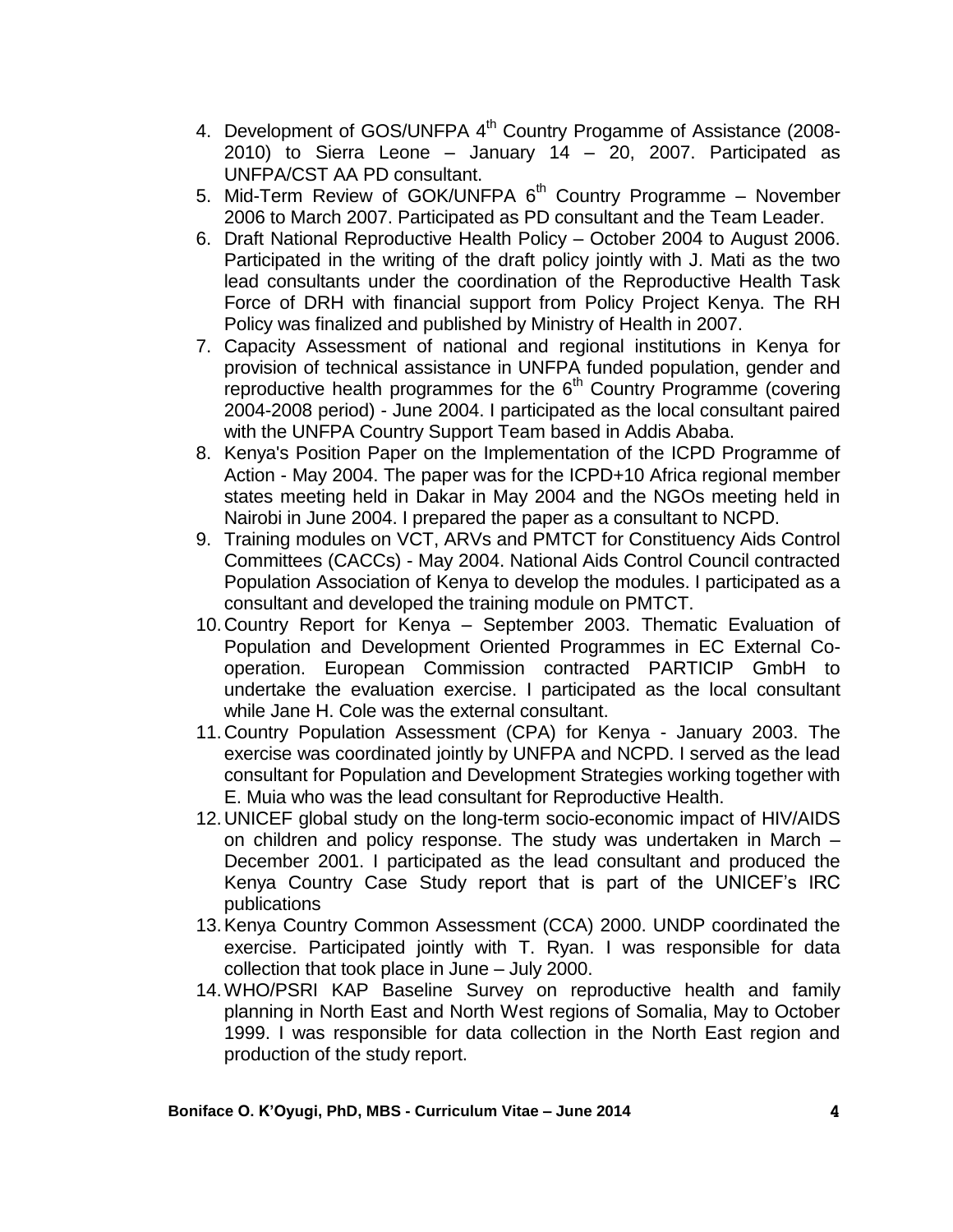4. Development of GOS/UNFPA 4th Country Progamme of Assistance (2008-2010) to Sierra Leone – January 14 – 20, 2007. Participated as UNFPA/CST AA PD consultant.
5. Mid-Term Review of GOK/UNFPA 6th Country Programme – November 2006 to March 2007. Participated as PD consultant and the Team Leader.
6. Draft National Reproductive Health Policy – October 2004 to August 2006. Participated in the writing of the draft policy jointly with J. Mati as the two lead consultants under the coordination of the Reproductive Health Task Force of DRH with financial support from Policy Project Kenya. The RH Policy was finalized and published by Ministry of Health in 2007.
7. Capacity Assessment of national and regional institutions in Kenya for provision of technical assistance in UNFPA funded population, gender and reproductive health programmes for the 6th Country Programme (covering 2004-2008 period) - June 2004. I participated as the local consultant paired with the UNFPA Country Support Team based in Addis Ababa.
8. Kenya's Position Paper on the Implementation of the ICPD Programme of Action - May 2004. The paper was for the ICPD+10 Africa regional member states meeting held in Dakar in May 2004 and the NGOs meeting held in Nairobi in June 2004. I prepared the paper as a consultant to NCPD.
9. Training modules on VCT, ARVs and PMTCT for Constituency Aids Control Committees (CACCs) - May 2004. National Aids Control Council contracted Population Association of Kenya to develop the modules. I participated as a consultant and developed the training module on PMTCT.
10. Country Report for Kenya – September 2003. Thematic Evaluation of Population and Development Oriented Programmes in EC External Co-operation. European Commission contracted PARTICIP GmbH to undertake the evaluation exercise. I participated as the local consultant while Jane H. Cole was the external consultant.
11. Country Population Assessment (CPA) for Kenya - January 2003. The exercise was coordinated jointly by UNFPA and NCPD. I served as the lead consultant for Population and Development Strategies working together with E. Muia who was the lead consultant for Reproductive Health.
12. UNICEF global study on the long-term socio-economic impact of HIV/AIDS on children and policy response. The study was undertaken in March – December 2001. I participated as the lead consultant and produced the Kenya Country Case Study report that is part of the UNICEF's IRC publications
13. Kenya Country Common Assessment (CCA) 2000. UNDP coordinated the exercise. Participated jointly with T. Ryan. I was responsible for data collection that took place in June – July 2000.
14. WHO/PSRI KAP Baseline Survey on reproductive health and family planning in North East and North West regions of Somalia, May to October 1999. I was responsible for data collection in the North East region and production of the study report.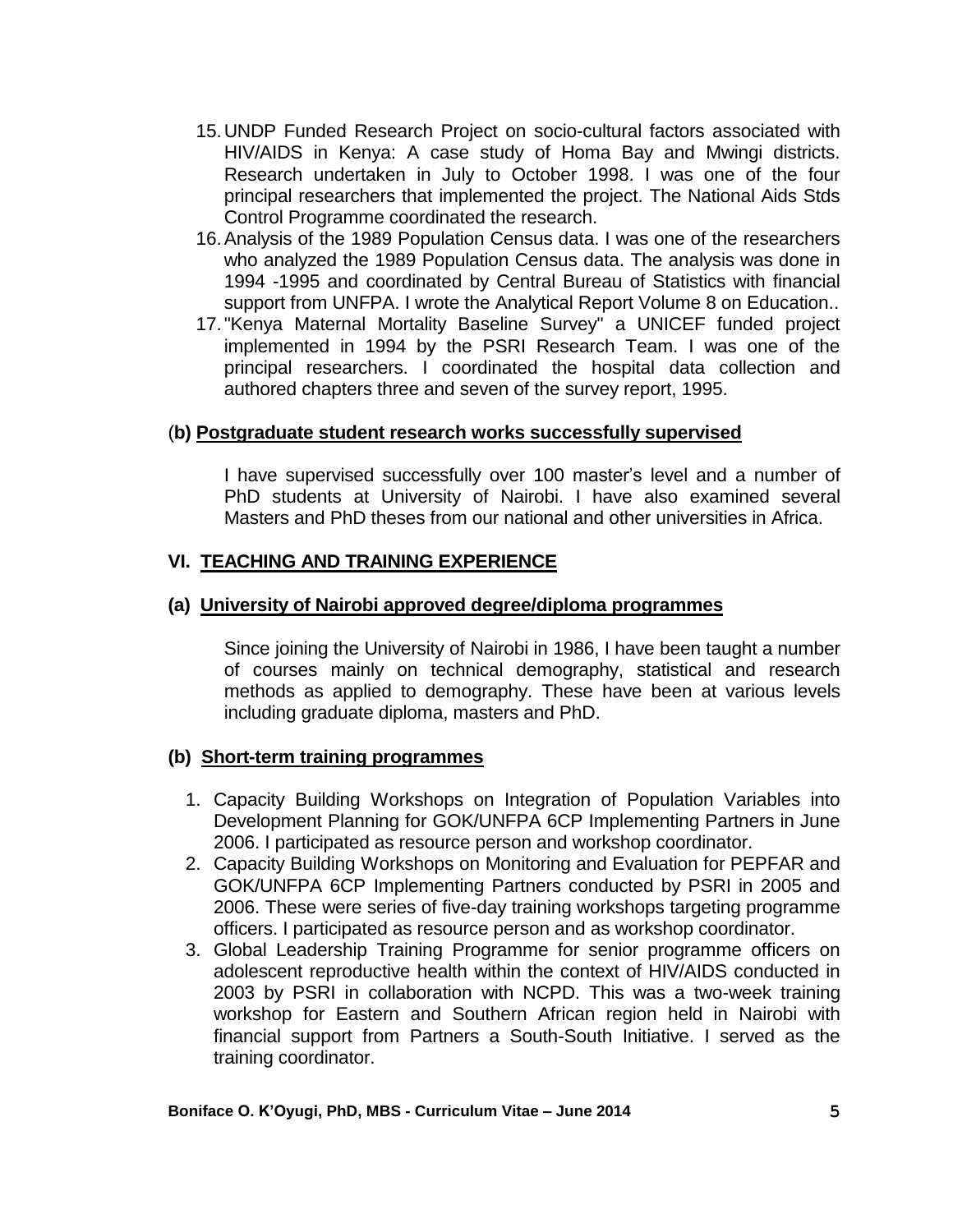15. UNDP Funded Research Project on socio-cultural factors associated with HIV/AIDS in Kenya: A case study of Homa Bay and Mwingi districts. Research undertaken in July to October 1998. I was one of the four principal researchers that implemented the project. The National Aids Stds Control Programme coordinated the research.
16. Analysis of the 1989 Population Census data. I was one of the researchers who analyzed the 1989 Population Census data. The analysis was done in 1994 -1995 and coordinated by Central Bureau of Statistics with financial support from UNFPA. I wrote the Analytical Report Volume 8 on Education..
17. "Kenya Maternal Mortality Baseline Survey" a UNICEF funded project implemented in 1994 by the PSRI Research Team. I was one of the principal researchers. I coordinated the hospital data collection and authored chapters three and seven of the survey report, 1995.

### (**b) Postgraduate student research works successfully supervised**

I have supervised successfully over 100 master's level and a number of PhD students at University of Nairobi. I have also examined several Masters and PhD theses from our national and other universities in Africa.

## VI. TEACHING AND TRAINING EXPERIENCE

### (a) University of Nairobi approved degree/diploma programmes

Since joining the University of Nairobi in 1986, I have been taught a number of courses mainly on technical demography, statistical and research methods as applied to demography. These have been at various levels including graduate diploma, masters and PhD.

### (b) Short-term training programmes

1. Capacity Building Workshops on Integration of Population Variables into Development Planning for GOK/UNFPA 6CP Implementing Partners in June 2006. I participated as resource person and workshop coordinator.
2. Capacity Building Workshops on Monitoring and Evaluation for PEPFAR and GOK/UNFPA 6CP Implementing Partners conducted by PSRI in 2005 and 2006. These were series of five-day training workshops targeting programme officers. I participated as resource person and as workshop coordinator.
3. Global Leadership Training Programme for senior programme officers on adolescent reproductive health within the context of HIV/AIDS conducted in 2003 by PSRI in collaboration with NCPD. This was a two-week training workshop for Eastern and Southern African region held in Nairobi with financial support from Partners a South-South Initiative. I served as the training coordinator.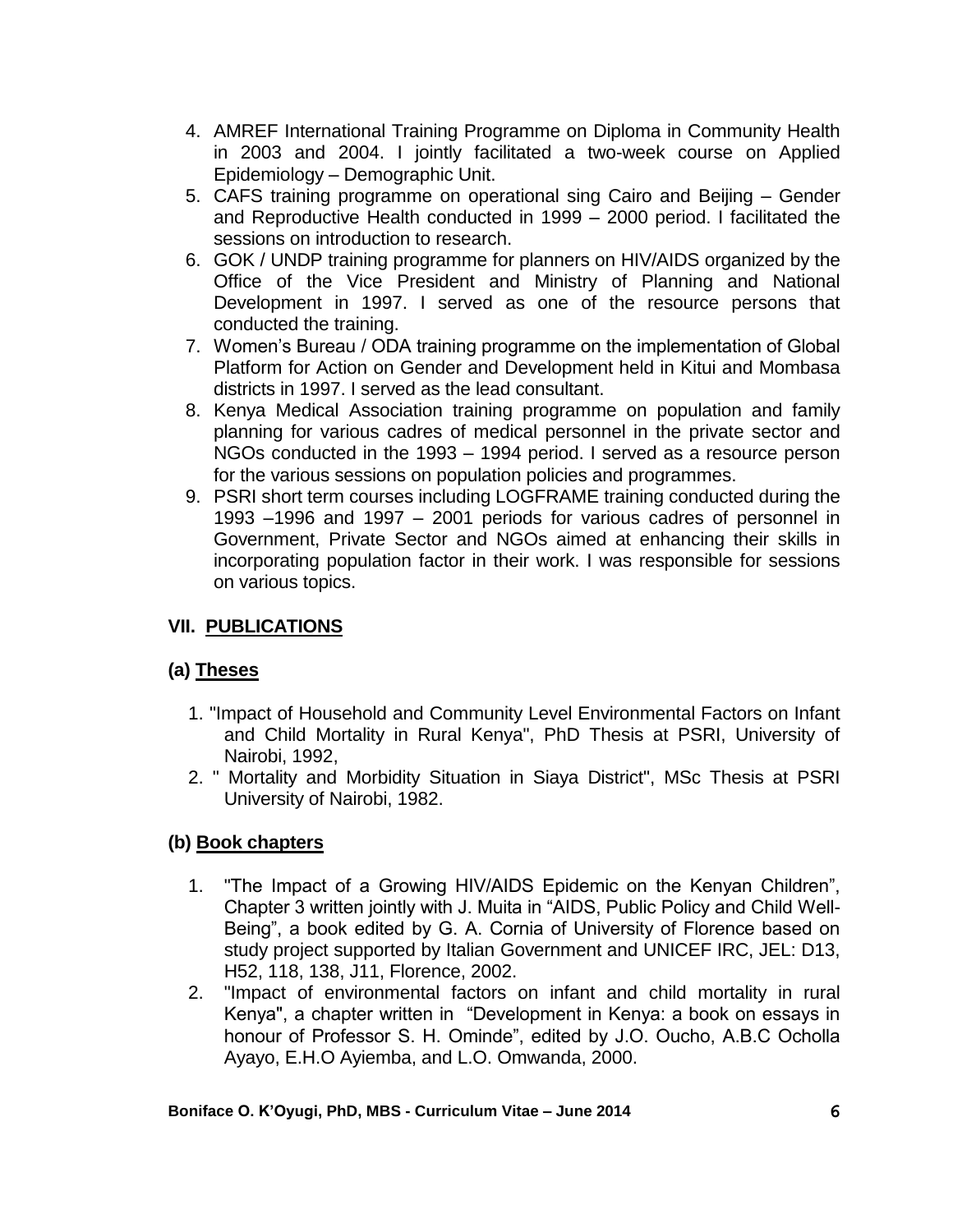4. AMREF International Training Programme on Diploma in Community Health in 2003 and 2004. I jointly facilitated a two-week course on Applied Epidemiology – Demographic Unit.
5. CAFS training programme on operational sing Cairo and Beijing – Gender and Reproductive Health conducted in 1999 – 2000 period. I facilitated the sessions on introduction to research.
6. GOK / UNDP training programme for planners on HIV/AIDS organized by the Office of the Vice President and Ministry of Planning and National Development in 1997. I served as one of the resource persons that conducted the training.
7. Women's Bureau / ODA training programme on the implementation of Global Platform for Action on Gender and Development held in Kitui and Mombasa districts in 1997. I served as the lead consultant.
8. Kenya Medical Association training programme on population and family planning for various cadres of medical personnel in the private sector and NGOs conducted in the 1993 – 1994 period. I served as a resource person for the various sessions on population policies and programmes.
9. PSRI short term courses including LOGFRAME training conducted during the 1993 –1996 and 1997 – 2001 periods for various cadres of personnel in Government, Private Sector and NGOs aimed at enhancing their skills in incorporating population factor in their work. I was responsible for sessions on various topics.

## VII. PUBLICATIONS

### (a) Theses

1. "Impact of Household and Community Level Environmental Factors on Infant and Child Mortality in Rural Kenya", PhD Thesis at PSRI, University of Nairobi, 1992,
2. " Mortality and Morbidity Situation in Siaya District", MSc Thesis at PSRI University of Nairobi, 1982.

### (b) Book chapters

1. "The Impact of a Growing HIV/AIDS Epidemic on the Kenyan Children", Chapter 3 written jointly with J. Muita in "AIDS, Public Policy and Child Well-Being", a book edited by G. A. Cornia of University of Florence based on study project supported by Italian Government and UNICEF IRC, JEL: D13, H52, 118, 138, J11, Florence, 2002.
2. "Impact of environmental factors on infant and child mortality in rural Kenya", a chapter written in "Development in Kenya: a book on essays in honour of Professor S. H. Ominde", edited by J.O. Oucho, A.B.C Ocholla Ayayo, E.H.O Ayiemba, and L.O. Omwanda, 2000.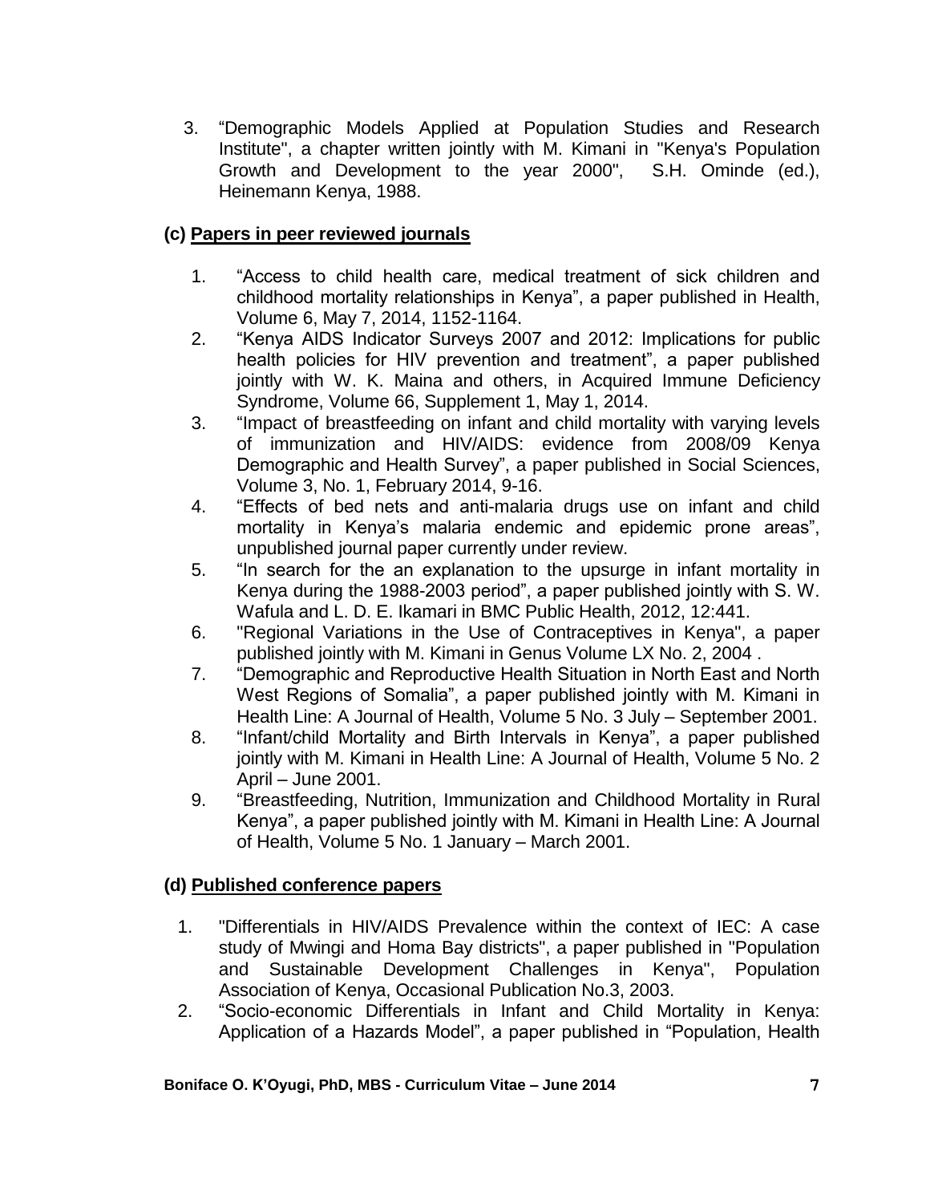3. "Demographic Models Applied at Population Studies and Research Institute", a chapter written jointly with M. Kimani in "Kenya's Population Growth and Development to the year 2000", S.H. Ominde (ed.), Heinemann Kenya, 1988.

**(c) Papers in peer reviewed journals**

1. "Access to child health care, medical treatment of sick children and childhood mortality relationships in Kenya", a paper published in Health, Volume 6, May 7, 2014, 1152-1164.
2. "Kenya AIDS Indicator Surveys 2007 and 2012: Implications for public health policies for HIV prevention and treatment", a paper published jointly with W. K. Maina and others, in Acquired Immune Deficiency Syndrome, Volume 66, Supplement 1, May 1, 2014.
3. "Impact of breastfeeding on infant and child mortality with varying levels of immunization and HIV/AIDS: evidence from 2008/09 Kenya Demographic and Health Survey", a paper published in Social Sciences, Volume 3, No. 1, February 2014, 9-16.
4. "Effects of bed nets and anti-malaria drugs use on infant and child mortality in Kenya's malaria endemic and epidemic prone areas", unpublished journal paper currently under review.
5. "In search for the an explanation to the upsurge in infant mortality in Kenya during the 1988-2003 period", a paper published jointly with S. W. Wafula and L. D. E. Ikamari in BMC Public Health, 2012, 12:441.
6. "Regional Variations in the Use of Contraceptives in Kenya", a paper published jointly with M. Kimani in Genus Volume LX No. 2, 2004 .
7. "Demographic and Reproductive Health Situation in North East and North West Regions of Somalia", a paper published jointly with M. Kimani in Health Line: A Journal of Health, Volume 5 No. 3 July – September 2001.
8. "Infant/child Mortality and Birth Intervals in Kenya", a paper published jointly with M. Kimani in Health Line: A Journal of Health, Volume 5 No. 2 April – June 2001.
9. "Breastfeeding, Nutrition, Immunization and Childhood Mortality in Rural Kenya", a paper published jointly with M. Kimani in Health Line: A Journal of Health, Volume 5 No. 1 January – March 2001.

**(d) Published conference papers**

1. "Differentials in HIV/AIDS Prevalence within the context of IEC: A case study of Mwingi and Homa Bay districts", a paper published in "Population and Sustainable Development Challenges in Kenya", Population Association of Kenya, Occasional Publication No.3, 2003.
2. "Socio-economic Differentials in Infant and Child Mortality in Kenya: Application of a Hazards Model", a paper published in "Population, Health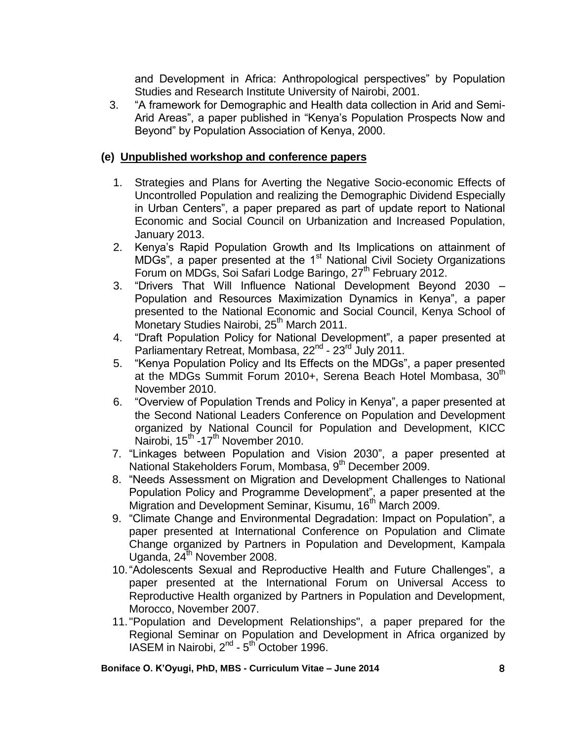and Development in Africa: Anthropological perspectives" by Population Studies and Research Institute University of Nairobi, 2001.

3. "A framework for Demographic and Health data collection in Arid and Semi-Arid Areas", a paper published in "Kenya's Population Prospects Now and Beyond" by Population Association of Kenya, 2000.

### (e) Unpublished workshop and conference papers

1. Strategies and Plans for Averting the Negative Socio-economic Effects of Uncontrolled Population and realizing the Demographic Dividend Especially in Urban Centers", a paper prepared as part of update report to National Economic and Social Council on Urbanization and Increased Population, January 2013.
2. Kenya's Rapid Population Growth and Its Implications on attainment of MDGs", a paper presented at the 1st National Civil Society Organizations Forum on MDGs, Soi Safari Lodge Baringo, 27th February 2012.
3. "Drivers That Will Influence National Development Beyond 2030 – Population and Resources Maximization Dynamics in Kenya", a paper presented to the National Economic and Social Council, Kenya School of Monetary Studies Nairobi, 25th March 2011.
4. "Draft Population Policy for National Development", a paper presented at Parliamentary Retreat, Mombasa, 22nd - 23rd July 2011.
5. "Kenya Population Policy and Its Effects on the MDGs", a paper presented at the MDGs Summit Forum 2010+, Serena Beach Hotel Mombasa, 30th November 2010.
6. "Overview of Population Trends and Policy in Kenya", a paper presented at the Second National Leaders Conference on Population and Development organized by National Council for Population and Development, KICC Nairobi, 15th -17th November 2010.
7. "Linkages between Population and Vision 2030", a paper presented at National Stakeholders Forum, Mombasa, 9th December 2009.
8. "Needs Assessment on Migration and Development Challenges to National Population Policy and Programme Development", a paper presented at the Migration and Development Seminar, Kisumu, 16th March 2009.
9. "Climate Change and Environmental Degradation: Impact on Population", a paper presented at International Conference on Population and Climate Change organized by Partners in Population and Development, Kampala Uganda, 24th November 2008.
10. "Adolescents Sexual and Reproductive Health and Future Challenges", a paper presented at the International Forum on Universal Access to Reproductive Health organized by Partners in Population and Development, Morocco, November 2007.
11. "Population and Development Relationships", a paper prepared for the Regional Seminar on Population and Development in Africa organized by IASEM in Nairobi, 2nd - 5th October 1996.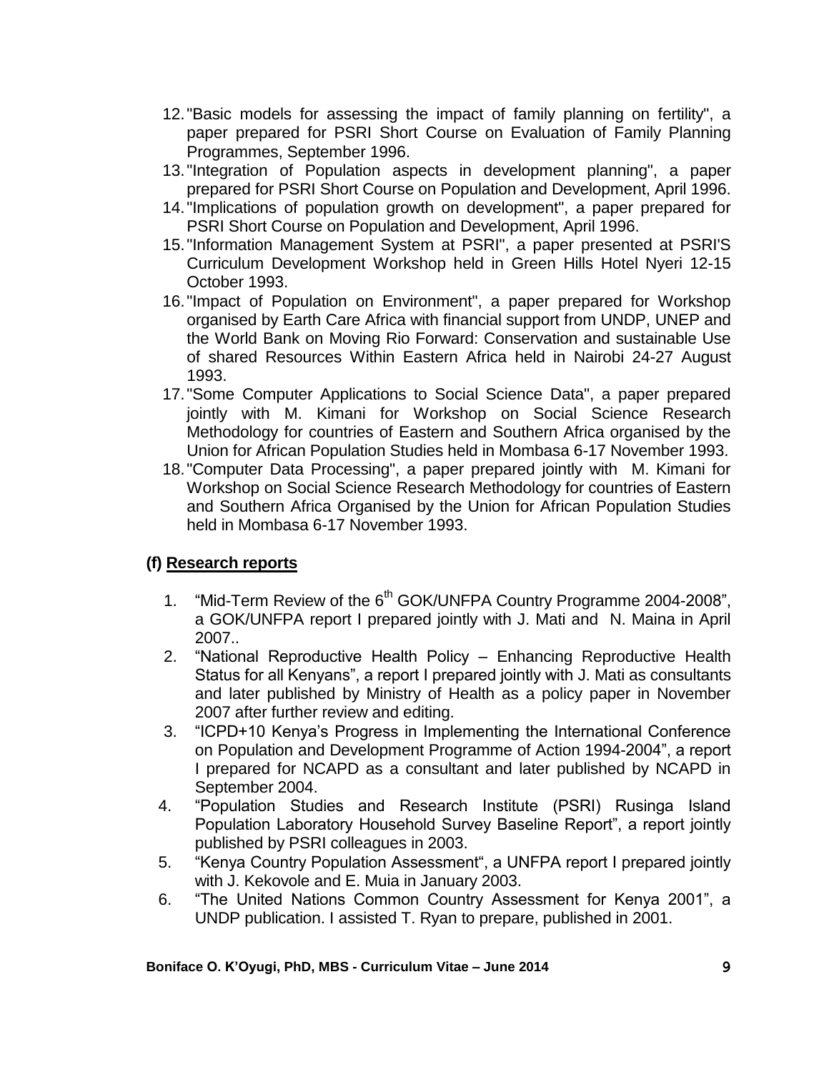12. "Basic models for assessing the impact of family planning on fertility", a paper prepared for PSRI Short Course on Evaluation of Family Planning Programmes, September 1996.
13. "Integration of Population aspects in development planning", a paper prepared for PSRI Short Course on Population and Development, April 1996.
14. "Implications of population growth on development", a paper prepared for PSRI Short Course on Population and Development, April 1996.
15. "Information Management System at PSRI", a paper presented at PSRI'S Curriculum Development Workshop held in Green Hills Hotel Nyeri 12-15 October 1993.
16. "Impact of Population on Environment", a paper prepared for Workshop organised by Earth Care Africa with financial support from UNDP, UNEP and the World Bank on Moving Rio Forward: Conservation and sustainable Use of shared Resources Within Eastern Africa held in Nairobi 24-27 August 1993.
17. "Some Computer Applications to Social Science Data", a paper prepared jointly with M. Kimani for Workshop on Social Science Research Methodology for countries of Eastern and Southern Africa organised by the Union for African Population Studies held in Mombasa 6-17 November 1993.
18. "Computer Data Processing", a paper prepared jointly with M. Kimani for Workshop on Social Science Research Methodology for countries of Eastern and Southern Africa Organised by the Union for African Population Studies held in Mombasa 6-17 November 1993.

### (f) <u>Research reports</u>

1. "Mid-Term Review of the 6th GOK/UNFPA Country Programme 2004-2008", a GOK/UNFPA report I prepared jointly with J. Mati and N. Maina in April 2007..
2. "National Reproductive Health Policy – Enhancing Reproductive Health Status for all Kenyans", a report I prepared jointly with J. Mati as consultants and later published by Ministry of Health as a policy paper in November 2007 after further review and editing.
3. "ICPD+10 Kenya's Progress in Implementing the International Conference on Population and Development Programme of Action 1994-2004", a report I prepared for NCAPD as a consultant and later published by NCAPD in September 2004.
4. "Population Studies and Research Institute (PSRI) Rusinga Island Population Laboratory Household Survey Baseline Report", a report jointly published by PSRI colleagues in 2003.
5. "Kenya Country Population Assessment", a UNFPA report I prepared jointly with J. Kekovole and E. Muia in January 2003.
6. "The United Nations Common Country Assessment for Kenya 2001", a UNDP publication. I assisted T. Ryan to prepare, published in 2001.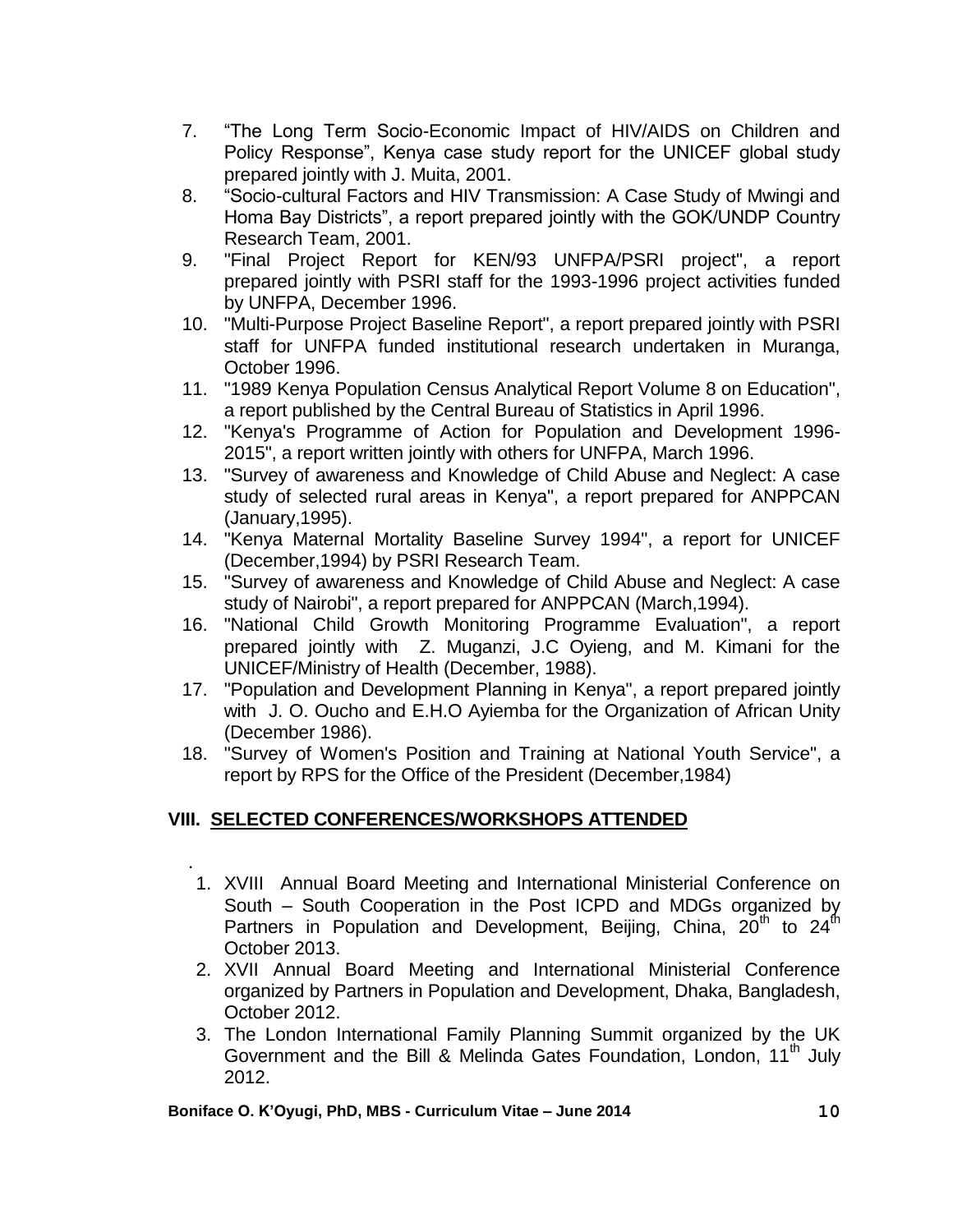7. "The Long Term Socio-Economic Impact of HIV/AIDS on Children and Policy Response", Kenya case study report for the UNICEF global study prepared jointly with J. Muita, 2001.
8. "Socio-cultural Factors and HIV Transmission: A Case Study of Mwingi and Homa Bay Districts", a report prepared jointly with the GOK/UNDP Country Research Team, 2001.
9. "Final Project Report for KEN/93 UNFPA/PSRI project", a report prepared jointly with PSRI staff for the 1993-1996 project activities funded by UNFPA, December 1996.
10. "Multi-Purpose Project Baseline Report", a report prepared jointly with PSRI staff for UNFPA funded institutional research undertaken in Muranga, October 1996.
11. "1989 Kenya Population Census Analytical Report Volume 8 on Education", a report published by the Central Bureau of Statistics in April 1996.
12. "Kenya's Programme of Action for Population and Development 1996-2015", a report written jointly with others for UNFPA, March 1996.
13. "Survey of awareness and Knowledge of Child Abuse and Neglect: A case study of selected rural areas in Kenya", a report prepared for ANPPCAN (January,1995).
14. "Kenya Maternal Mortality Baseline Survey 1994", a report for UNICEF (December,1994) by PSRI Research Team.
15. "Survey of awareness and Knowledge of Child Abuse and Neglect: A case study of Nairobi", a report prepared for ANPPCAN (March,1994).
16. "National Child Growth Monitoring Programme Evaluation", a report prepared jointly with Z. Muganzi, J.C Oyieng, and M. Kimani for the UNICEF/Ministry of Health (December, 1988).
17. "Population and Development Planning in Kenya", a report prepared jointly with J. O. Oucho and E.H.O Ayiemba for the Organization of African Unity (December 1986).
18. "Survey of Women's Position and Training at National Youth Service", a report by RPS for the Office of the President (December,1984)

## VIII. SELECTED CONFERENCES/WORKSHOPS ATTENDED

1. XVIII Annual Board Meeting and International Ministerial Conference on South – South Cooperation in the Post ICPD and MDGs organized by Partners in Population and Development, Beijing, China, 20th to 24th October 2013.
2. XVII Annual Board Meeting and International Ministerial Conference organized by Partners in Population and Development, Dhaka, Bangladesh, October 2012.
3. The London International Family Planning Summit organized by the UK Government and the Bill & Melinda Gates Foundation, London, 11th July 2012.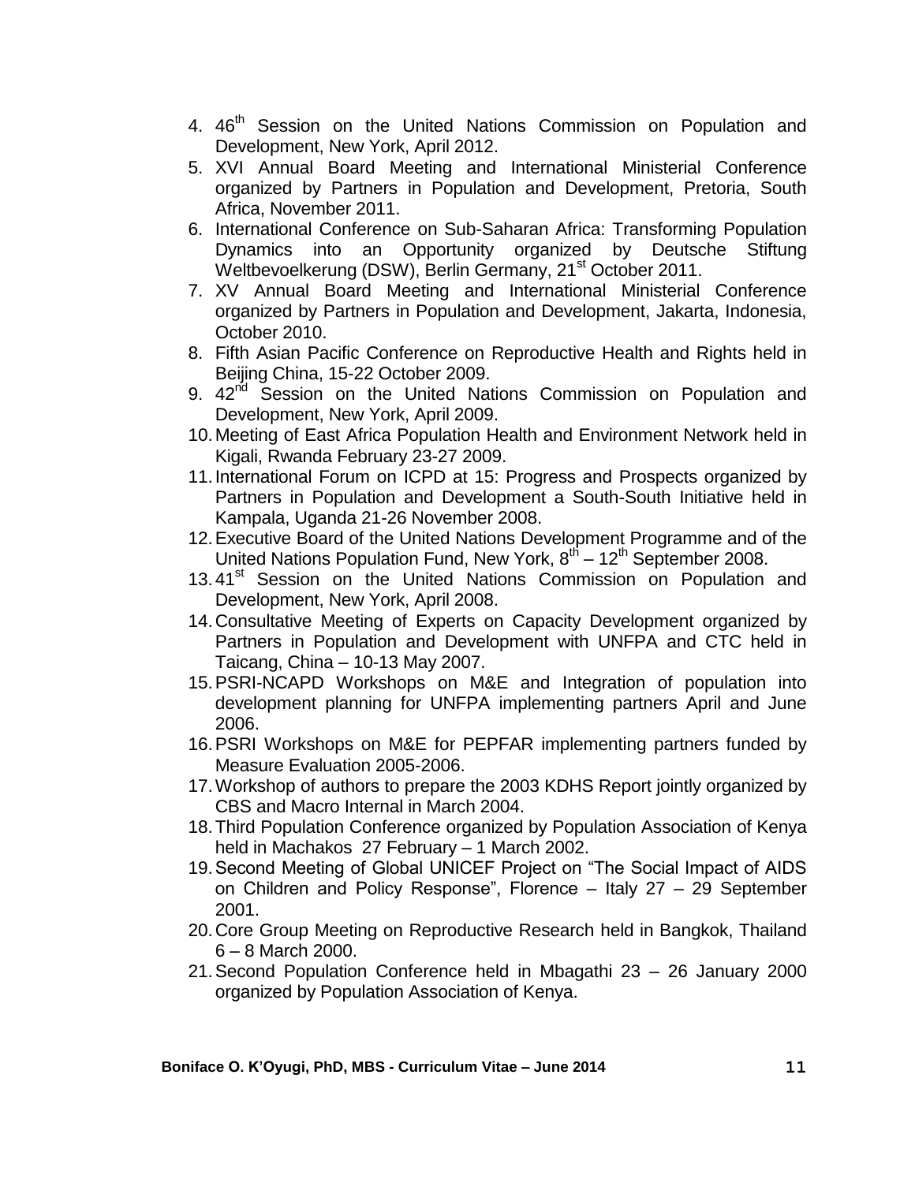4. 46th Session on the United Nations Commission on Population and Development, New York, April 2012.
5. XVI Annual Board Meeting and International Ministerial Conference organized by Partners in Population and Development, Pretoria, South Africa, November 2011.
6. International Conference on Sub-Saharan Africa: Transforming Population Dynamics into an Opportunity organized by Deutsche Stiftung Weltbevoelkerung (DSW), Berlin Germany, 21st October 2011.
7. XV Annual Board Meeting and International Ministerial Conference organized by Partners in Population and Development, Jakarta, Indonesia, October 2010.
8. Fifth Asian Pacific Conference on Reproductive Health and Rights held in Beijing China, 15-22 October 2009.
9. 42nd Session on the United Nations Commission on Population and Development, New York, April 2009.
10. Meeting of East Africa Population Health and Environment Network held in Kigali, Rwanda February 23-27 2009.
11. International Forum on ICPD at 15: Progress and Prospects organized by Partners in Population and Development a South-South Initiative held in Kampala, Uganda 21-26 November 2008.
12. Executive Board of the United Nations Development Programme and of the United Nations Population Fund, New York, 8th – 12th September 2008.
13. 41st Session on the United Nations Commission on Population and Development, New York, April 2008.
14. Consultative Meeting of Experts on Capacity Development organized by Partners in Population and Development with UNFPA and CTC held in Taicang, China – 10-13 May 2007.
15. PSRI-NCAPD Workshops on M&E and Integration of population into development planning for UNFPA implementing partners April and June 2006.
16. PSRI Workshops on M&E for PEPFAR implementing partners funded by Measure Evaluation 2005-2006.
17. Workshop of authors to prepare the 2003 KDHS Report jointly organized by CBS and Macro Internal in March 2004.
18. Third Population Conference organized by Population Association of Kenya held in Machakos 27 February – 1 March 2002.
19. Second Meeting of Global UNICEF Project on "The Social Impact of AIDS on Children and Policy Response", Florence – Italy 27 – 29 September 2001.
20. Core Group Meeting on Reproductive Research held in Bangkok, Thailand 6 – 8 March 2000.
21. Second Population Conference held in Mbagathi 23 – 26 January 2000 organized by Population Association of Kenya.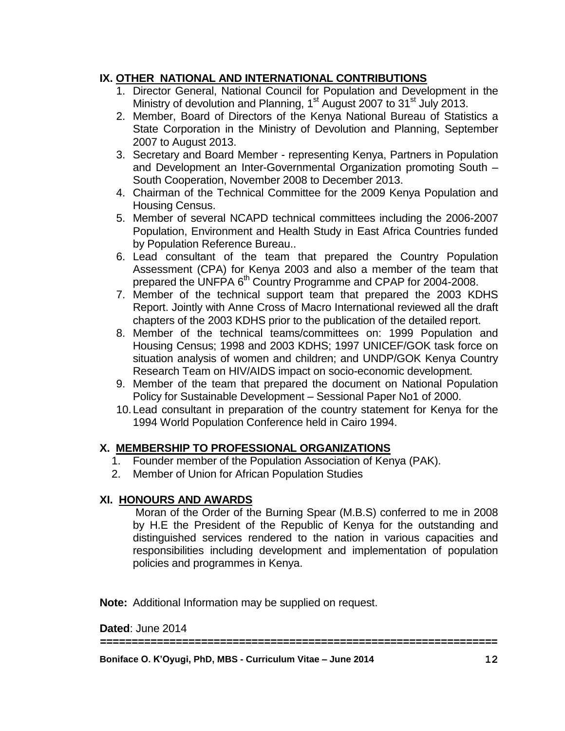## IX. OTHER NATIONAL AND INTERNATIONAL CONTRIBUTIONS

1. Director General, National Council for Population and Development in the Ministry of devolution and Planning, 1st August 2007 to 31st July 2013.
2. Member, Board of Directors of the Kenya National Bureau of Statistics a State Corporation in the Ministry of Devolution and Planning, September 2007 to August 2013.
3. Secretary and Board Member - representing Kenya, Partners in Population and Development an Inter-Governmental Organization promoting South – South Cooperation, November 2008 to December 2013.
4. Chairman of the Technical Committee for the 2009 Kenya Population and Housing Census.
5. Member of several NCAPD technical committees including the 2006-2007 Population, Environment and Health Study in East Africa Countries funded by Population Reference Bureau..
6. Lead consultant of the team that prepared the Country Population Assessment (CPA) for Kenya 2003 and also a member of the team that prepared the UNFPA 6th Country Programme and CPAP for 2004-2008.
7. Member of the technical support team that prepared the 2003 KDHS Report. Jointly with Anne Cross of Macro International reviewed all the draft chapters of the 2003 KDHS prior to the publication of the detailed report.
8. Member of the technical teams/committees on: 1999 Population and Housing Census; 1998 and 2003 KDHS; 1997 UNICEF/GOK task force on situation analysis of women and children; and UNDP/GOK Kenya Country Research Team on HIV/AIDS impact on socio-economic development.
9. Member of the team that prepared the document on National Population Policy for Sustainable Development – Sessional Paper No1 of 2000.
10. Lead consultant in preparation of the country statement for Kenya for the 1994 World Population Conference held in Cairo 1994.

## X. MEMBERSHIP TO PROFESSIONAL ORGANIZATIONS

1. Founder member of the Population Association of Kenya (PAK).
2. Member of Union for African Population Studies

## XI. HONOURS AND AWARDS

Moran of the Order of the Burning Spear (M.B.S) conferred to me in 2008 by H.E the President of the Republic of Kenya for the outstanding and distinguished services rendered to the nation in various capacities and responsibilities including development and implementation of population policies and programmes in Kenya.

**Note:** Additional Information may be supplied on request.

**Dated**: June 2014